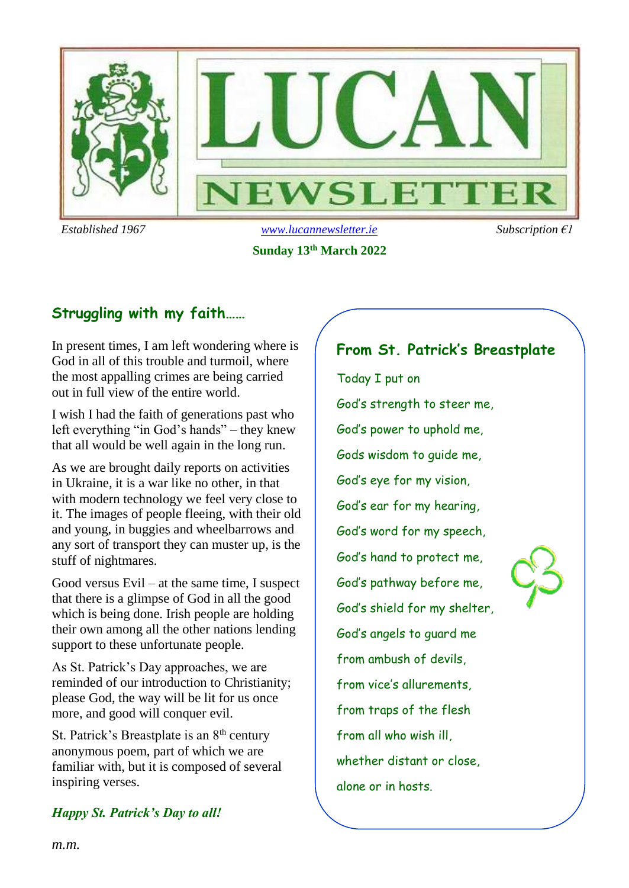# LUCAN NEWSLETTER

*Established 1967* | *www.lucannewsletter.ie* | *Subscription €1*

**Sunday 13th March 2022**

## Struggling with my faith……

In present times, I am left wondering where is God in all of this trouble and turmoil, where the most appalling crimes are being carried out in full view of the entire world.

I wish I had the faith of generations past who left everything "in God's hands" – they knew that all would be well again in the long run.

As we are brought daily reports on activities in Ukraine, it is a war like no other, in that with modern technology we feel very close to it. The images of people fleeing, with their old and young, in buggies and wheelbarrows and any sort of transport they can muster up, is the stuff of nightmares.

Good versus Evil – at the same time, I suspect that there is a glimpse of God in all the good which is being done. Irish people are holding their own among all the other nations lending support to these unfortunate people.

As St. Patrick's Day approaches, we are reminded of our introduction to Christianity; please God, the way will be lit for us once more, and good will conquer evil.

St. Patrick's Breastplate is an 8th century anonymous poem, part of which we are familiar with, but it is composed of several inspiring verses.

***Happy St. Patrick's Day to all!***

*m.m.*

## From St. Patrick's Breastplate

Today I put on  
God's strength to steer me,  
God's power to uphold me,  
Gods wisdom to guide me,  
God's eye for my vision,  
God's ear for my hearing,  
God's word for my speech,  
God's hand to protect me,  
God's pathway before me,  
God's shield for my shelter,  
God's angels to guard me  
from ambush of devils,  
from vice's allurements,  
from traps of the flesh  
from all who wish ill,  
whether distant or close,  
alone or in hosts.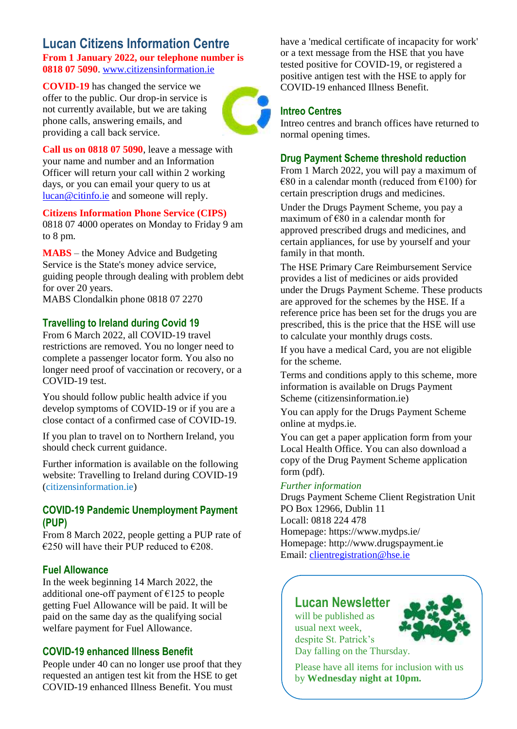## Lucan Citizens Information Centre

**From 1 January 2022, our telephone number is 0818 07 5090**. www.citizensinformation.ie

**COVID-19** has changed the service we offer to the public. Our drop-in service is not currently available, but we are taking phone calls, answering emails, and providing a call back service.

**Call us on 0818 07 5090**, leave a message with your name and number and an Information Officer will return your call within 2 working days, or you can email your query to us at lucan@citinfo.ie and someone will reply.

**Citizens Information Phone Service (CIPS)**
0818 07 4000 operates on Monday to Friday 9 am to 8 pm.

**MABS** – the Money Advice and Budgeting Service is the State's money advice service, guiding people through dealing with problem debt for over 20 years.
MABS Clondalkin phone 0818 07 2270

### Travelling to Ireland during Covid 19

From 6 March 2022, all COVID-19 travel restrictions are removed. You no longer need to complete a passenger locator form. You also no longer need proof of vaccination or recovery, or a COVID-19 test.

You should follow public health advice if you develop symptoms of COVID-19 or if you are a close contact of a confirmed case of COVID-19.

If you plan to travel on to Northern Ireland, you should check current guidance.

Further information is available on the following website: Travelling to Ireland during COVID-19 (citizensinformation.ie)

### COVID-19 Pandemic Unemployment Payment (PUP)

From 8 March 2022, people getting a PUP rate of €250 will have their PUP reduced to €208.

### Fuel Allowance

In the week beginning 14 March 2022, the additional one-off payment of €125 to people getting Fuel Allowance will be paid. It will be paid on the same day as the qualifying social welfare payment for Fuel Allowance.

### COVID-19 enhanced Illness Benefit

People under 40 can no longer use proof that they requested an antigen test kit from the HSE to get COVID-19 enhanced Illness Benefit. You must have a 'medical certificate of incapacity for work' or a text message from the HSE that you have tested positive for COVID-19, or registered a positive antigen test with the HSE to apply for COVID-19 enhanced Illness Benefit.

### Intreo Centres

Intreo centres and branch offices have returned to normal opening times.

### Drug Payment Scheme threshold reduction

From 1 March 2022, you will pay a maximum of €80 in a calendar month (reduced from €100) for certain prescription drugs and medicines.

Under the Drugs Payment Scheme, you pay a maximum of €80 in a calendar month for approved prescribed drugs and medicines, and certain appliances, for use by yourself and your family in that month.

The HSE Primary Care Reimbursement Service provides a list of medicines or aids provided under the Drugs Payment Scheme. These products are approved for the schemes by the HSE. If a reference price has been set for the drugs you are prescribed, this is the price that the HSE will use to calculate your monthly drugs costs.

If you have a medical Card, you are not eligible for the scheme.

Terms and conditions apply to this scheme, more information is available on Drugs Payment Scheme (citizensinformation.ie)

You can apply for the Drugs Payment Scheme online at mydps.ie.

You can get a paper application form from your Local Health Office. You can also download a copy of the Drug Payment Scheme application form (pdf).

*Further information*
Drugs Payment Scheme Client Registration Unit
PO Box 12966, Dublin 11
Locall: 0818 224 478
Homepage: https://www.mydps.ie/
Homepage: http://www.drugspayment.ie
Email: clientregistration@hse.ie

## Lucan Newsletter

will be published as usual next week, despite St. Patrick's Day falling on the Thursday.

Please have all items for inclusion with us by **Wednesday night at 10pm.**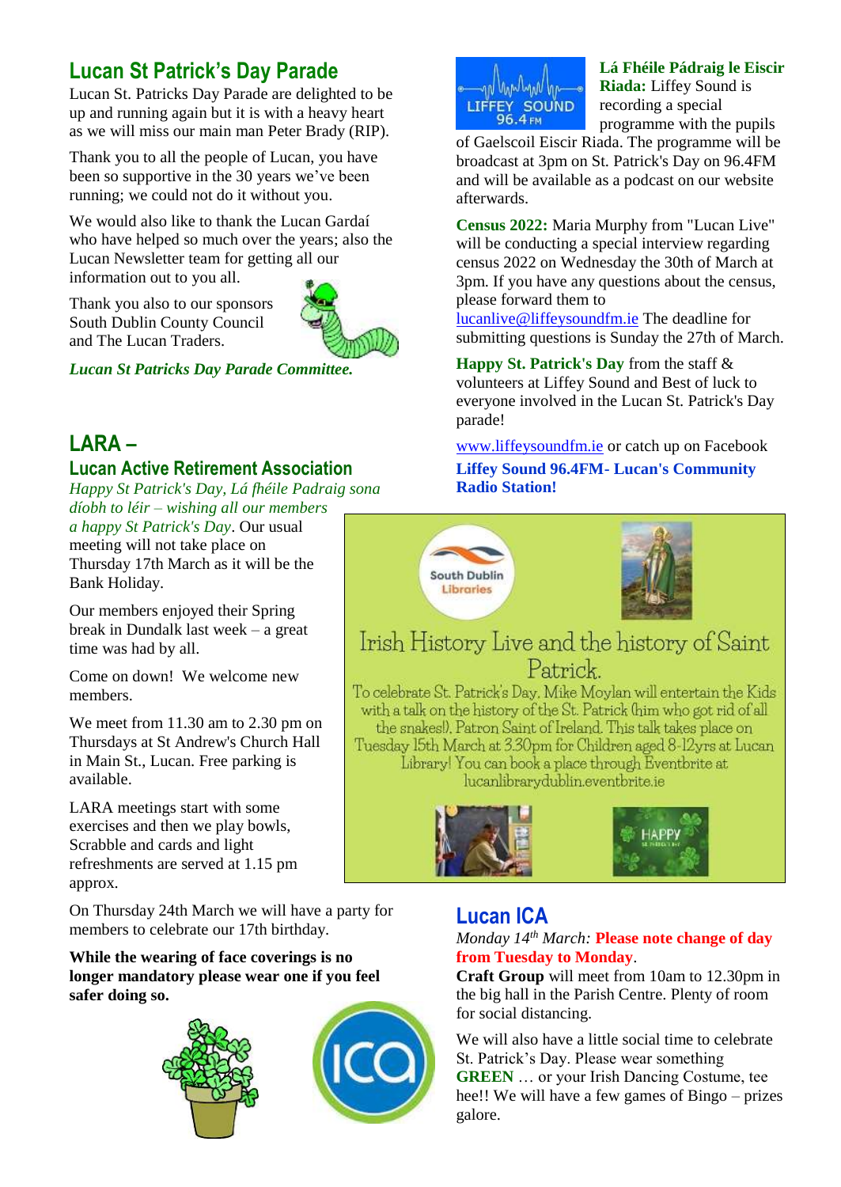## Lucan St Patrick's Day Parade

Lucan St. Patricks Day Parade are delighted to be up and running again but it is with a heavy heart as we will miss our main man Peter Brady (RIP).

Thank you to all the people of Lucan, you have been so supportive in the 30 years we've been running; we could not do it without you.

We would also like to thank the Lucan Gardaí who have helped so much over the years; also the Lucan Newsletter team for getting all our information out to you all.

Thank you also to our sponsors South Dublin County Council and The Lucan Traders.

***Lucan St Patricks Day Parade Committee.***

## LARA – Lucan Active Retirement Association

*Happy St Patrick's Day, Lá fhéile Padraig sona díobh to léir – wishing all our members a happy St Patrick's Day*. Our usual meeting will not take place on Thursday 17th March as it will be the Bank Holiday.

Our members enjoyed their Spring break in Dundalk last week – a great time was had by all.

Come on down! We welcome new members.

We meet from 11.30 am to 2.30 pm on Thursdays at St Andrew's Church Hall in Main St., Lucan. Free parking is available.

LARA meetings start with some exercises and then we play bowls, Scrabble and cards and light refreshments are served at 1.15 pm approx.

On Thursday 24th March we will have a party for members to celebrate our 17th birthday.

**While the wearing of face coverings is no longer mandatory please wear one if you feel safer doing so.**

**Lá Fhéile Pádraig le Eiscir Riada:** Liffey Sound is recording a special programme with the pupils of Gaelscoil Eiscir Riada. The programme will be broadcast at 3pm on St. Patrick's Day on 96.4FM and will be available as a podcast on our website afterwards.

**Census 2022:** Maria Murphy from "Lucan Live" will be conducting a special interview regarding census 2022 on Wednesday the 30th of March at 3pm. If you have any questions about the census, please forward them to lucanlive@liffeysoundfm.ie The deadline for submitting questions is Sunday the 27th of March.

**Happy St. Patrick's Day** from the staff & volunteers at Liffey Sound and Best of luck to everyone involved in the Lucan St. Patrick's Day parade!

www.liffeysoundfm.ie or catch up on Facebook

**Liffey Sound 96.4FM- Lucan's Community Radio Station!**

South Dublin Libraries

### Irish History Live and the history of Saint Patrick.

To celebrate St. Patrick's Day, Mike Moylan will entertain the Kids with a talk on the history of the St. Patrick (him who got rid of all the snakes!), Patron Saint of Ireland. This talk takes place on Tuesday 15th March at 3.30pm for Children aged 8-12yrs at Lucan Library! You can book a place through Eventbrite at lucanlibrarydublin.eventbrite.ie

## Lucan ICA

*Monday 14th March:* **Please note change of day from Tuesday to Monday**.

**Craft Group** will meet from 10am to 12.30pm in the big hall in the Parish Centre. Plenty of room for social distancing.

We will also have a little social time to celebrate St. Patrick's Day. Please wear something **GREEN** … or your Irish Dancing Costume, tee hee!! We will have a few games of Bingo – prizes galore.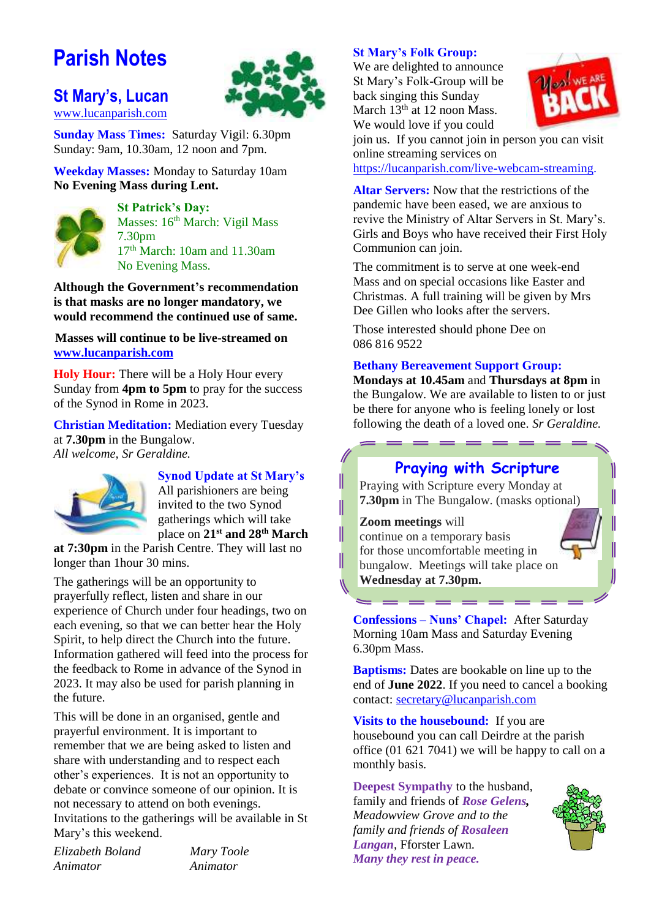# Parish Notes

## St Mary's, Lucan

www.lucanparish.com

**Sunday Mass Times:** Saturday Vigil: 6.30pm
Sunday: 9am, 10.30am, 12 noon and 7pm.

**Weekday Masses:** Monday to Saturday 10am
**No Evening Mass during Lent.**

**St Patrick's Day:**
Masses: 16th March: Vigil Mass 7.30pm
17th March: 10am and 11.30am
No Evening Mass.

**Although the Government's recommendation is that masks are no longer mandatory, we would recommend the continued use of same.**

**Masses will continue to be live-streamed on www.lucanparish.com**

**Holy Hour:** There will be a Holy Hour every Sunday from **4pm to 5pm** to pray for the success of the Synod in Rome in 2023.

**Christian Meditation:** Mediation every Tuesday at **7.30pm** in the Bungalow.
*All welcome, Sr Geraldine.*

**Synod Update at St Mary's**
All parishioners are being invited to the two Synod gatherings which will take place on **21st and 28th March at 7:30pm** in the Parish Centre. They will last no longer than 1hour 30 mins.

The gatherings will be an opportunity to prayerfully reflect, listen and share in our experience of Church under four headings, two on each evening, so that we can better hear the Holy Spirit, to help direct the Church into the future. Information gathered will feed into the process for the feedback to Rome in advance of the Synod in 2023. It may also be used for parish planning in the future.

This will be done in an organised, gentle and prayerful environment. It is important to remember that we are being asked to listen and share with understanding and to respect each other's experiences. It is not an opportunity to debate or convince someone of our opinion. It is not necessary to attend on both evenings. Invitations to the gatherings will be available in St Mary's this weekend.

*Elizabeth Boland* — *Animator*
*Mary Toole* — *Animator*

**St Mary's Folk Group:**
We are delighted to announce St Mary's Folk-Group will be back singing this Sunday March 13th at 12 noon Mass. We would love if you could join us. If you cannot join in person you can visit online streaming services on https://lucanparish.com/live-webcam-streaming.

**Altar Servers:** Now that the restrictions of the pandemic have been eased, we are anxious to revive the Ministry of Altar Servers in St. Mary's. Girls and Boys who have received their First Holy Communion can join.

The commitment is to serve at one week-end Mass and on special occasions like Easter and Christmas. A full training will be given by Mrs Dee Gillen who looks after the servers.

Those interested should phone Dee on 086 816 9522

**Bethany Bereavement Support Group:**
**Mondays at 10.45am** and **Thursdays at 8pm** in the Bungalow. We are available to listen to or just be there for anyone who is feeling lonely or lost following the death of a loved one. *Sr Geraldine.*

**Praying with Scripture**
Praying with Scripture every Monday at **7.30pm** in The Bungalow. (masks optional)

**Zoom meetings** will continue on a temporary basis for those uncomfortable meeting in bungalow. Meetings will take place on **Wednesday at 7.30pm.**

**Confessions – Nuns' Chapel:** After Saturday Morning 10am Mass and Saturday Evening 6.30pm Mass.

**Baptisms:** Dates are bookable on line up to the end of **June 2022**. If you need to cancel a booking contact: secretary@lucanparish.com

**Visits to the housebound:** If you are housebound you can call Deirdre at the parish office (01 621 7041) we will be happy to call on a monthly basis.

**Deepest Sympathy** to the husband, family and friends of ***Rose Gelens***, *Meadowview Grove and to the family and friends of* ***Rosaleen Langan***, Fforster Lawn.
***Many they rest in peace.***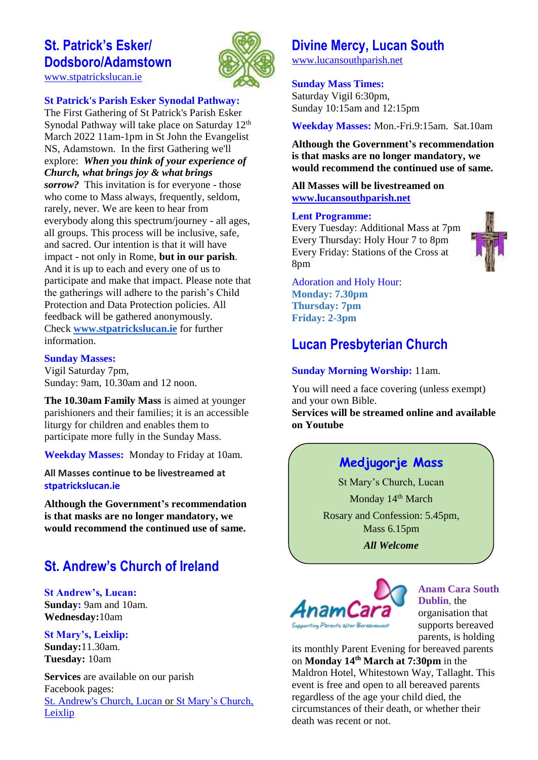## St. Patrick's Esker/ Dodsboro/Adamstown

www.stpatrickslucan.ie

**St Patrick's Parish Esker Synodal Pathway:**
The First Gathering of St Patrick's Parish Esker Synodal Pathway will take place on Saturday 12th March 2022 11am-1pm in St John the Evangelist NS, Adamstown. In the first Gathering we'll explore: ***When you think of your experience of Church, what brings joy & what brings sorrow?*** This invitation is for everyone - those who come to Mass always, frequently, seldom, rarely, never. We are keen to hear from everybody along this spectrum/journey - all ages, all groups. This process will be inclusive, safe, and sacred. Our intention is that it will have impact - not only in Rome, **but in our parish**. And it is up to each and every one of us to participate and make that impact. Please note that the gatherings will adhere to the parish's Child Protection and Data Protection policies. All feedback will be gathered anonymously. Check **www.stpatrickslucan.ie** for further information.

**Sunday Masses:**
Vigil Saturday 7pm,
Sunday: 9am, 10.30am and 12 noon.

**The 10.30am Family Mass** is aimed at younger parishioners and their families; it is an accessible liturgy for children and enables them to participate more fully in the Sunday Mass.

**Weekday Masses:** Monday to Friday at 10am.

**All Masses continue to be livestreamed at stpatrickslucan.ie**

**Although the Government's recommendation is that masks are no longer mandatory, we would recommend the continued use of same.**

## St. Andrew's Church of Ireland

**St Andrew's, Lucan:**
**Sunday:** 9am and 10am.
**Wednesday:**10am

**St Mary's, Leixlip:**
**Sunday:**11.30am.
**Tuesday:** 10am

**Services** are available on our parish Facebook pages:
St. Andrew's Church, Lucan or St Mary's Church, Leixlip

## Divine Mercy, Lucan South

www.lucansouthparish.net

**Sunday Mass Times:**
Saturday Vigil 6:30pm,
Sunday 10:15am and 12:15pm

**Weekday Masses:** Mon.-Fri.9:15am. Sat.10am

**Although the Government's recommendation is that masks are no longer mandatory, we would recommend the continued use of same.**

**All Masses will be livestreamed on www.lucansouthparish.net**

**Lent Programme:**
Every Tuesday: Additional Mass at 7pm
Every Thursday: Holy Hour 7 to 8pm
Every Friday: Stations of the Cross at 8pm

Adoration and Holy Hour:
**Monday: 7.30pm**
**Thursday: 7pm**
**Friday: 2-3pm**

## Lucan Presbyterian Church

**Sunday Morning Worship:** 11am.

You will need a face covering (unless exempt) and your own Bible.
**Services will be streamed online and available on Youtube**

### Medjugorje Mass

St Mary's Church, Lucan
Monday 14th March
Rosary and Confession: 5.45pm,
Mass 6.15pm
***All Welcome***

**Anam Cara South Dublin**, the organisation that supports bereaved parents, is holding its monthly Parent Evening for bereaved parents on **Monday 14th March at 7:30pm** in the Maldron Hotel, Whitestown Way, Tallaght. This event is free and open to all bereaved parents regardless of the age your child died, the circumstances of their death, or whether their death was recent or not.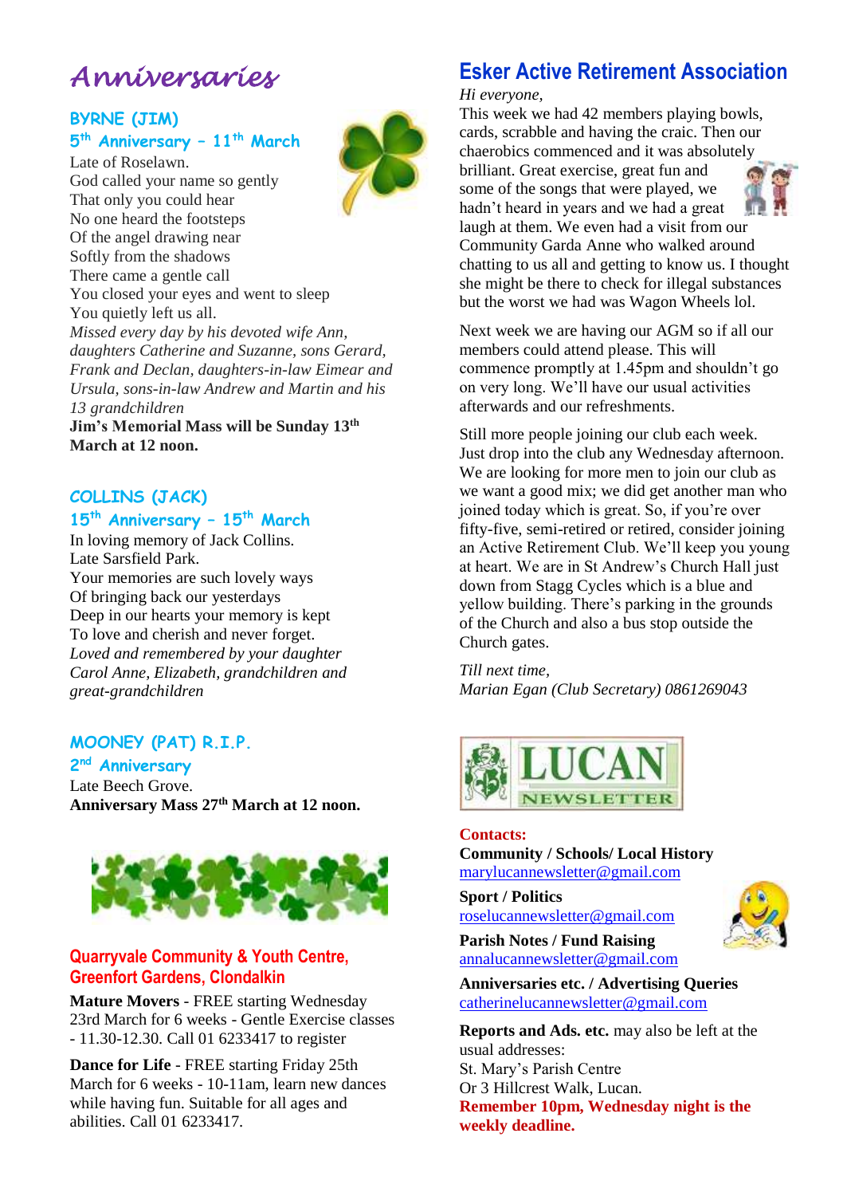# Anniversaries

### BYRNE (JIM)

### 5th Anniversary – 11th March

Late of Roselawn.
God called your name so gently
That only you could hear
No one heard the footsteps
Of the angel drawing near
Softly from the shadows
There came a gentle call
You closed your eyes and went to sleep
You quietly left us all.

*Missed every day by his devoted wife Ann, daughters Catherine and Suzanne, sons Gerard, Frank and Declan, daughters-in-law Eimear and Ursula, sons-in-law Andrew and Martin and his 13 grandchildren*

**Jim's Memorial Mass will be Sunday 13th March at 12 noon.**

### COLLINS (JACK)

### 15th Anniversary – 15th March

In loving memory of Jack Collins.
Late Sarsfield Park.
Your memories are such lovely ways
Of bringing back our yesterdays
Deep in our hearts your memory is kept
To love and cherish and never forget.

*Loved and remembered by your daughter Carol Anne, Elizabeth, grandchildren and great-grandchildren*

### MOONEY (PAT) R.I.P.

### 2nd Anniversary

Late Beech Grove.

**Anniversary Mass 27th March at 12 noon.**

## Quarryvale Community & Youth Centre, Greenfort Gardens, Clondalkin

**Mature Movers** - FREE starting Wednesday 23rd March for 6 weeks - Gentle Exercise classes - 11.30-12.30. Call 01 6233417 to register

**Dance for Life** - FREE starting Friday 25th March for 6 weeks - 10-11am, learn new dances while having fun. Suitable for all ages and abilities. Call 01 6233417.

## Esker Active Retirement Association

*Hi everyone,*

This week we had 42 members playing bowls, cards, scrabble and having the craic. Then our chaerobics commenced and it was absolutely brilliant. Great exercise, great fun and some of the songs that were played, we hadn't heard in years and we had a great laugh at them. We even had a visit from our Community Garda Anne who walked around chatting to us all and getting to know us. I thought she might be there to check for illegal substances but the worst we had was Wagon Wheels lol.

Next week we are having our AGM so if all our members could attend please. This will commence promptly at 1.45pm and shouldn't go on very long. We'll have our usual activities afterwards and our refreshments.

Still more people joining our club each week. Just drop into the club any Wednesday afternoon. We are looking for more men to join our club as we want a good mix; we did get another man who joined today which is great. So, if you're over fifty-five, semi-retired or retired, consider joining an Active Retirement Club. We'll keep you young at heart. We are in St Andrew's Church Hall just down from Stagg Cycles which is a blue and yellow building. There's parking in the grounds of the Church and also a bus stop outside the Church gates.

*Till next time,*
*Marian Egan (Club Secretary) 0861269043*

LUCAN NEWSLETTER

**Contacts:**

**Community / Schools/ Local History**
marylucannewsletter@gmail.com

**Sport / Politics**
roselucannewsletter@gmail.com

**Parish Notes / Fund Raising**
annalucannewsletter@gmail.com

**Anniversaries etc. / Advertising Queries**
catherinelucannewsletter@gmail.com

**Reports and Ads. etc.** may also be left at the usual addresses:
St. Mary's Parish Centre
Or 3 Hillcrest Walk, Lucan.

**Remember 10pm, Wednesday night is the weekly deadline.**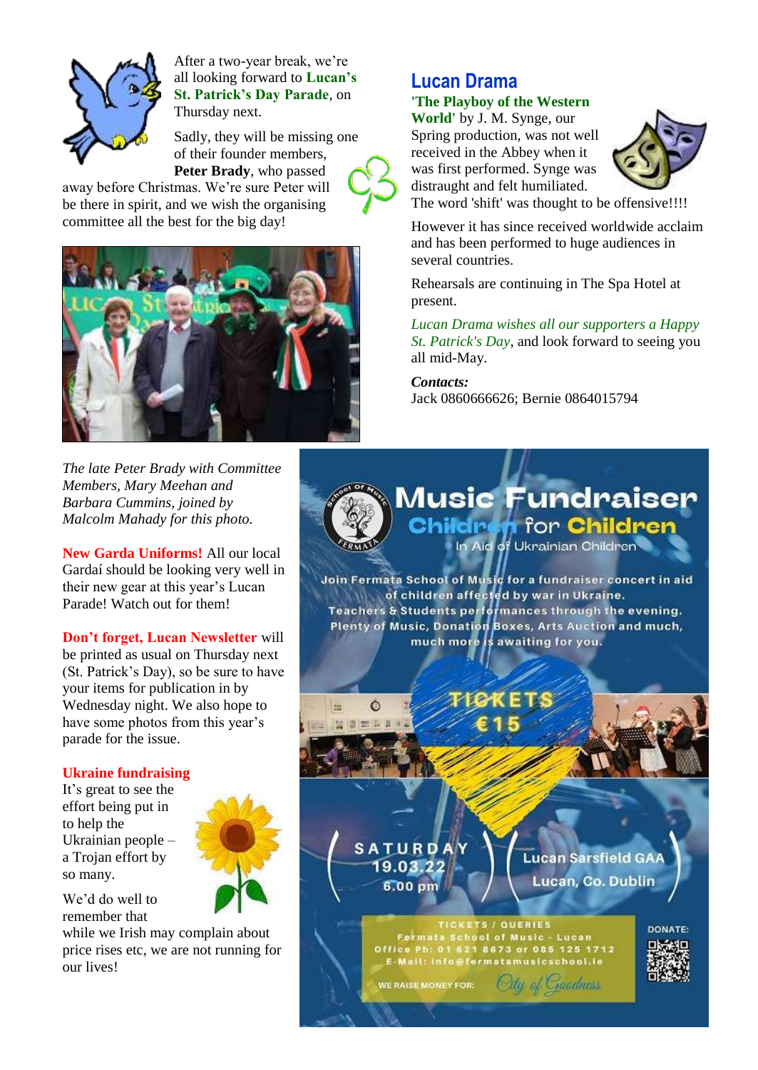After a two-year break, we're all looking forward to **Lucan's St. Patrick's Day Parade**, on Thursday next.

Sadly, they will be missing one of their founder members, **Peter Brady**, who passed away before Christmas. We're sure Peter will be there in spirit, and we wish the organising committee all the best for the big day!

*The late Peter Brady with Committee Members, Mary Meehan and Barbara Cummins, joined by Malcolm Mahady for this photo.*

**New Garda Uniforms!** All our local Gardaí should be looking very well in their new gear at this year's Lucan Parade! Watch out for them!

**Don't forget, Lucan Newsletter** will be printed as usual on Thursday next (St. Patrick's Day), so be sure to have your items for publication in by Wednesday night. We also hope to have some photos from this year's parade for the issue.

**Ukraine fundraising**

It's great to see the effort being put in to help the Ukrainian people – a Trojan effort by so many.

We'd do well to remember that while we Irish may complain about price rises etc, we are not running for our lives!

## Lucan Drama

**'The Playboy of the Western World'** by J. M. Synge, our Spring production, was not well received in the Abbey when it was first performed. Synge was distraught and felt humiliated. The word 'shift' was thought to be offensive!!!!

However it has since received worldwide acclaim and has been performed to huge audiences in several countries.

Rehearsals are continuing in The Spa Hotel at present.

*Lucan Drama wishes all our supporters a Happy St. Patrick's Day*, and look forward to seeing you all mid-May.

***Contacts:***
Jack 0860666626; Bernie 0864015794

## Music Fundraiser

**Children for Children**

In Aid of Ukrainian Children

Join Fermata School of Music for a fundraiser concert in aid of children affected by war in Ukraine. Teachers & Students performances through the evening. Plenty of Music, Donation Boxes, Arts Auction and much, much more is awaiting for you.

**TICKETS €15**

SATURDAY 19.03.22 6.00 pm

Lucan Sarsfield GAA Lucan, Co. Dublin

TICKETS / QUERIES
Fermata School of Music - Lucan
Office Ph: 01 621 8673 or 085 125 1712
E-Mail: info@fermatamusicschool.ie

WE RAISE MONEY FOR: City of Goodness

DONATE: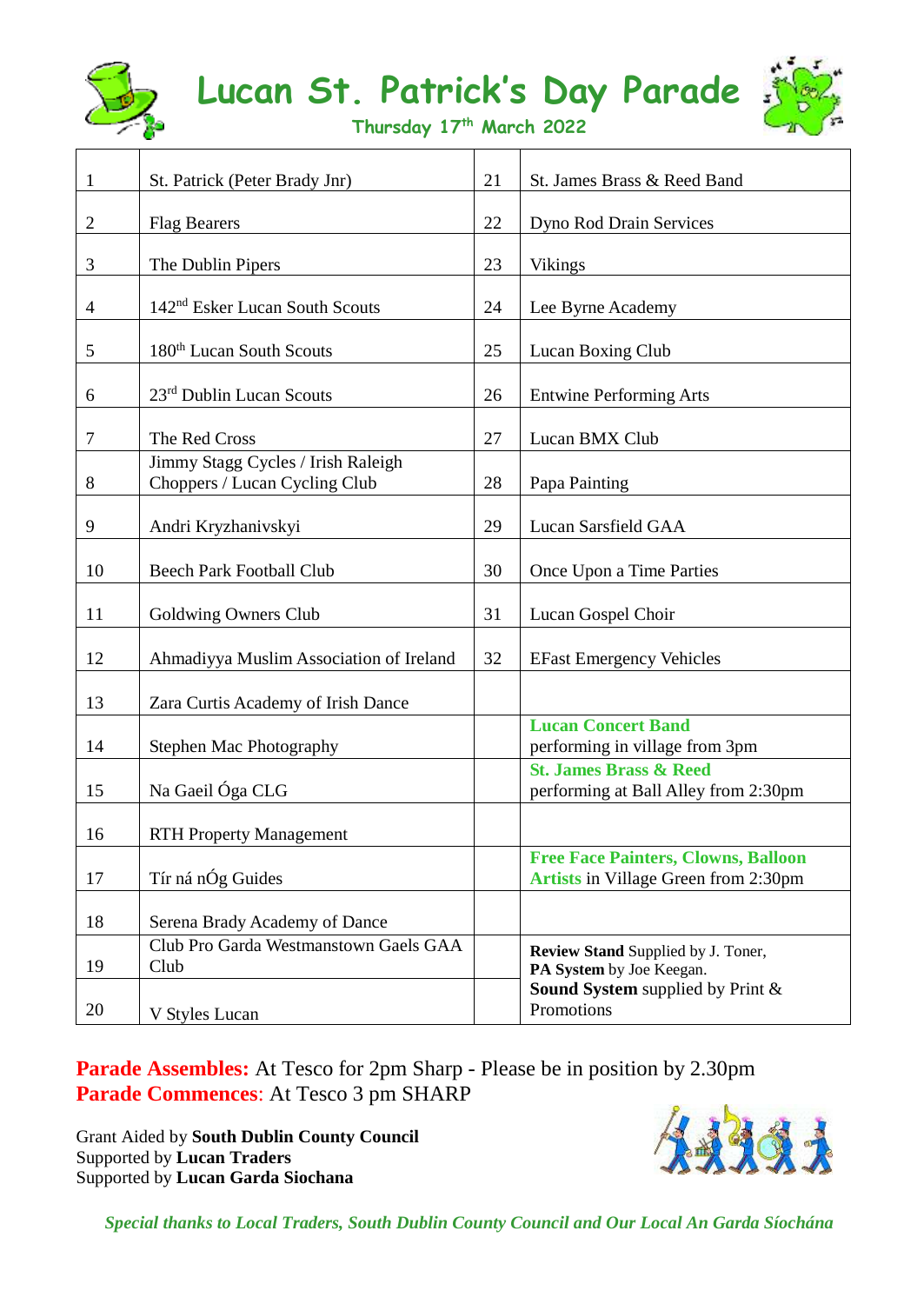# Lucan St. Patrick's Day Parade

**Thursday 17th March 2022**

| | | | |
|---|---|---|---|
| 1 | St. Patrick (Peter Brady Jnr) | 21 | St. James Brass & Reed Band |
| 2 | Flag Bearers | 22 | Dyno Rod Drain Services |
| 3 | The Dublin Pipers | 23 | Vikings |
| 4 | 142nd Esker Lucan South Scouts | 24 | Lee Byrne Academy |
| 5 | 180th Lucan South Scouts | 25 | Lucan Boxing Club |
| 6 | 23rd Dublin Lucan Scouts | 26 | Entwine Performing Arts |
| 7 | The Red Cross | 27 | Lucan BMX Club |
| 8 | Jimmy Stagg Cycles / Irish Raleigh Choppers / Lucan Cycling Club | 28 | Papa Painting |
| 9 | Andri Kryzhanivskyi | 29 | Lucan Sarsfield GAA |
| 10 | Beech Park Football Club | 30 | Once Upon a Time Parties |
| 11 | Goldwing Owners Club | 31 | Lucan Gospel Choir |
| 12 | Ahmadiyya Muslim Association of Ireland | 32 | EFast Emergency Vehicles |
| 13 | Zara Curtis Academy of Irish Dance | | |
| 14 | Stephen Mac Photography | | **Lucan Concert Band** performing in village from 3pm |
| 15 | Na Gaeil Óga CLG | | **St. James Brass & Reed** performing at Ball Alley from 2:30pm |
| 16 | RTH Property Management | | |
| 17 | Tír ná nÓg Guides | | **Free Face Painters, Clowns, Balloon Artists** in Village Green from 2:30pm |
| 18 | Serena Brady Academy of Dance | | |
| 19 | Club Pro Garda Westmanstown Gaels GAA Club | | **Review Stand** Supplied by J. Toner, **PA System** by Joe Keegan. |
| 20 | V Styles Lucan | | **Sound System** supplied by Print & Promotions |

**Parade Assembles:** At Tesco for 2pm Sharp - Please be in position by 2.30pm
**Parade Commences**: At Tesco 3 pm SHARP

Grant Aided by **South Dublin County Council**
Supported by **Lucan Traders**
Supported by **Lucan Garda Siochana**

***Special thanks to Local Traders, South Dublin County Council and Our Local An Garda Síochána***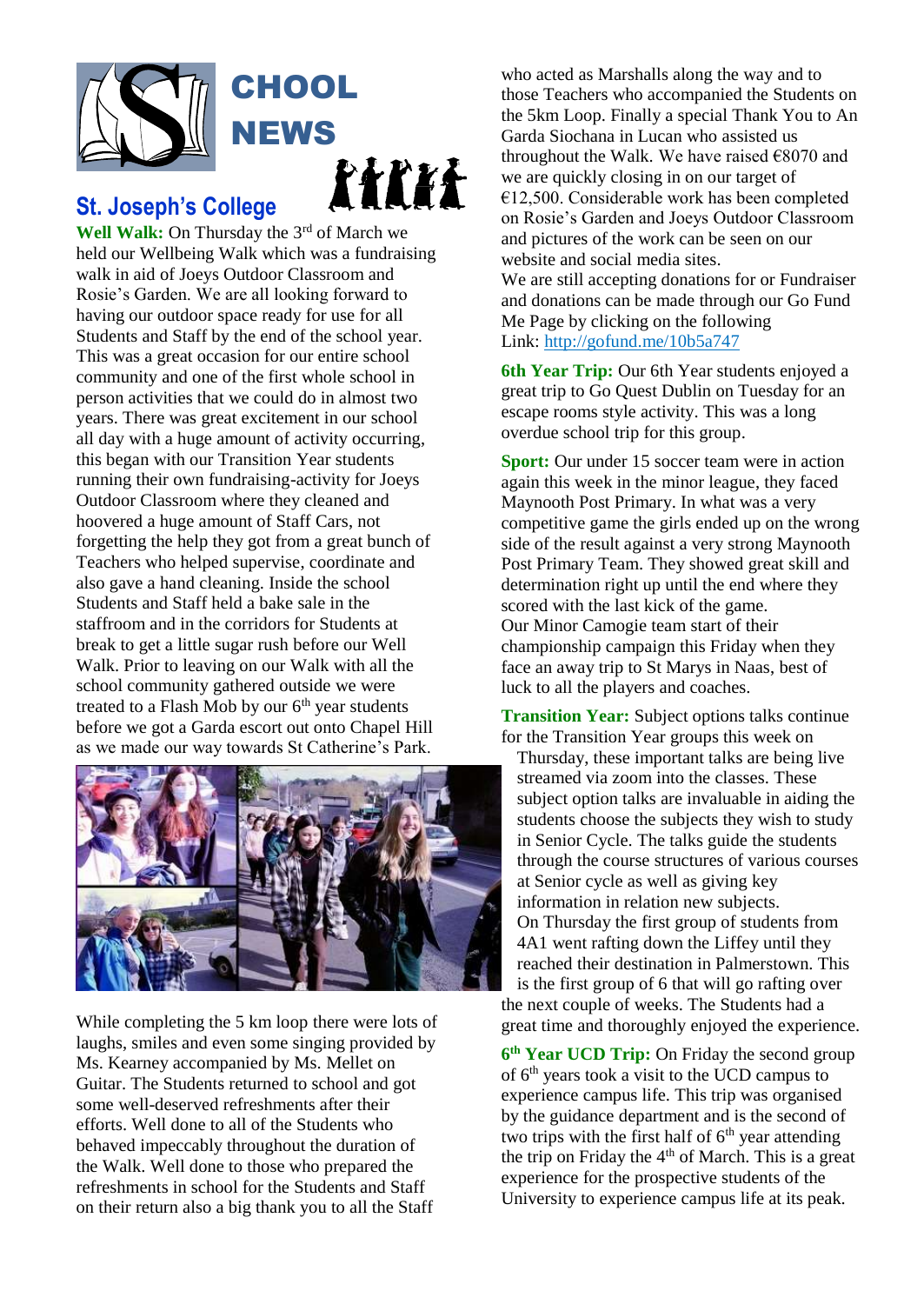# SCHOOL NEWS

## St. Joseph's College

**Well Walk:** On Thursday the 3rd of March we held our Wellbeing Walk which was a fundraising walk in aid of Joeys Outdoor Classroom and Rosie's Garden. We are all looking forward to having our outdoor space ready for use for all Students and Staff by the end of the school year. This was a great occasion for our entire school community and one of the first whole school in person activities that we could do in almost two years. There was great excitement in our school all day with a huge amount of activity occurring, this began with our Transition Year students running their own fundraising-activity for Joeys Outdoor Classroom where they cleaned and hoovered a huge amount of Staff Cars, not forgetting the help they got from a great bunch of Teachers who helped supervise, coordinate and also gave a hand cleaning. Inside the school Students and Staff held a bake sale in the staffroom and in the corridors for Students at break to get a little sugar rush before our Well Walk. Prior to leaving on our Walk with all the school community gathered outside we were treated to a Flash Mob by our 6th year students before we got a Garda escort out onto Chapel Hill as we made our way towards St Catherine's Park.

While completing the 5 km loop there were lots of laughs, smiles and even some singing provided by Ms. Kearney accompanied by Ms. Mellet on Guitar. The Students returned to school and got some well-deserved refreshments after their efforts. Well done to all of the Students who behaved impeccably throughout the duration of the Walk. Well done to those who prepared the refreshments in school for the Students and Staff on their return also a big thank you to all the Staff who acted as Marshalls along the way and to those Teachers who accompanied the Students on the 5km Loop. Finally a special Thank You to An Garda Siochana in Lucan who assisted us throughout the Walk. We have raised €8070 and we are quickly closing in on our target of €12,500. Considerable work has been completed on Rosie's Garden and Joeys Outdoor Classroom and pictures of the work can be seen on our website and social media sites.

We are still accepting donations for or Fundraiser and donations can be made through our Go Fund Me Page by clicking on the following Link: http://gofund.me/10b5a747

**6th Year Trip:** Our 6th Year students enjoyed a great trip to Go Quest Dublin on Tuesday for an escape rooms style activity. This was a long overdue school trip for this group.

**Sport:** Our under 15 soccer team were in action again this week in the minor league, they faced Maynooth Post Primary. In what was a very competitive game the girls ended up on the wrong side of the result against a very strong Maynooth Post Primary Team. They showed great skill and determination right up until the end where they scored with the last kick of the game.

Our Minor Camogie team start of their championship campaign this Friday when they face an away trip to St Marys in Naas, best of luck to all the players and coaches.

**Transition Year:** Subject options talks continue for the Transition Year groups this week on Thursday, these important talks are being live streamed via zoom into the classes. These subject option talks are invaluable in aiding the students choose the subjects they wish to study in Senior Cycle. The talks guide the students through the course structures of various courses at Senior cycle as well as giving key information in relation new subjects.

On Thursday the first group of students from 4A1 went rafting down the Liffey until they reached their destination in Palmerstown. This is the first group of 6 that will go rafting over the next couple of weeks. The Students had a great time and thoroughly enjoyed the experience.

**6th Year UCD Trip:** On Friday the second group of 6th years took a visit to the UCD campus to experience campus life. This trip was organised by the guidance department and is the second of two trips with the first half of 6th year attending the trip on Friday the 4th of March. This is a great experience for the prospective students of the University to experience campus life at its peak.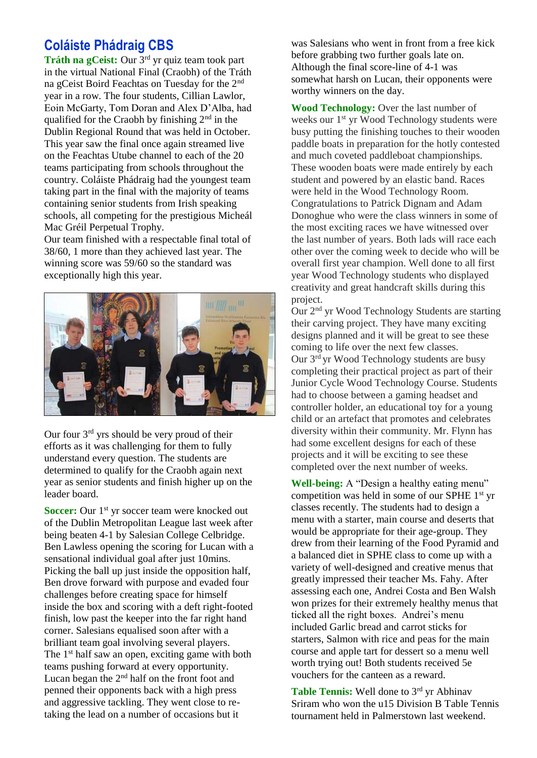## Coláiste Phádraig CBS

**Tráth na gCeist:** Our 3rd yr quiz team took part in the virtual National Final (Craobh) of the Tráth na gCeist Boird Feachtas on Tuesday for the 2nd year in a row. The four students, Cillian Lawlor, Eoin McGarty, Tom Doran and Alex D'Alba, had qualified for the Craobh by finishing 2nd in the Dublin Regional Round that was held in October. This year saw the final once again streamed live on the Feachtas Utube channel to each of the 20 teams participating from schools throughout the country. Coláiste Phádraig had the youngest team taking part in the final with the majority of teams containing senior students from Irish speaking schools, all competing for the prestigious Micheál Mac Gréil Perpetual Trophy.

Our team finished with a respectable final total of 38/60, 1 more than they achieved last year. The winning score was 59/60 so the standard was exceptionally high this year.

Our four 3rd yrs should be very proud of their efforts as it was challenging for them to fully understand every question. The students are determined to qualify for the Craobh again next year as senior students and finish higher up on the leader board.

**Soccer:** Our 1st yr soccer team were knocked out of the Dublin Metropolitan League last week after being beaten 4-1 by Salesian College Celbridge. Ben Lawless opening the scoring for Lucan with a sensational individual goal after just 10mins. Picking the ball up just inside the opposition half, Ben drove forward with purpose and evaded four challenges before creating space for himself inside the box and scoring with a deft right-footed finish, low past the keeper into the far right hand corner. Salesians equalised soon after with a brilliant team goal involving several players. The 1st half saw an open, exciting game with both teams pushing forward at every opportunity. Lucan began the 2nd half on the front foot and penned their opponents back with a high press and aggressive tackling. They went close to re-taking the lead on a number of occasions but it was Salesians who went in front from a free kick before grabbing two further goals late on. Although the final score-line of 4-1 was somewhat harsh on Lucan, their opponents were worthy winners on the day.

**Wood Technology:** Over the last number of weeks our 1st yr Wood Technology students were busy putting the finishing touches to their wooden paddle boats in preparation for the hotly contested and much coveted paddleboat championships. These wooden boats were made entirely by each student and powered by an elastic band. Races were held in the Wood Technology Room. Congratulations to Patrick Dignam and Adam Donoghue who were the class winners in some of the most exciting races we have witnessed over the last number of years. Both lads will race each other over the coming week to decide who will be overall first year champion. Well done to all first year Wood Technology students who displayed creativity and great handcraft skills during this project.

Our 2nd yr Wood Technology Students are starting their carving project. They have many exciting designs planned and it will be great to see these coming to life over the next few classes.

Our 3rd yr Wood Technology students are busy completing their practical project as part of their Junior Cycle Wood Technology Course. Students had to choose between a gaming headset and controller holder, an educational toy for a young child or an artefact that promotes and celebrates diversity within their community. Mr. Flynn has had some excellent designs for each of these projects and it will be exciting to see these completed over the next number of weeks.

**Well-being:** A "Design a healthy eating menu" competition was held in some of our SPHE 1st yr classes recently. The students had to design a menu with a starter, main course and deserts that would be appropriate for their age-group. They drew from their learning of the Food Pyramid and a balanced diet in SPHE class to come up with a variety of well-designed and creative menus that greatly impressed their teacher Ms. Fahy. After assessing each one, Andrei Costa and Ben Walsh won prizes for their extremely healthy menus that ticked all the right boxes. Andrei's menu included Garlic bread and carrot sticks for starters, Salmon with rice and peas for the main course and apple tart for dessert so a menu well worth trying out! Both students received 5e vouchers for the canteen as a reward.

**Table Tennis:** Well done to 3rd yr Abhinav Sriram who won the u15 Division B Table Tennis tournament held in Palmerstown last weekend.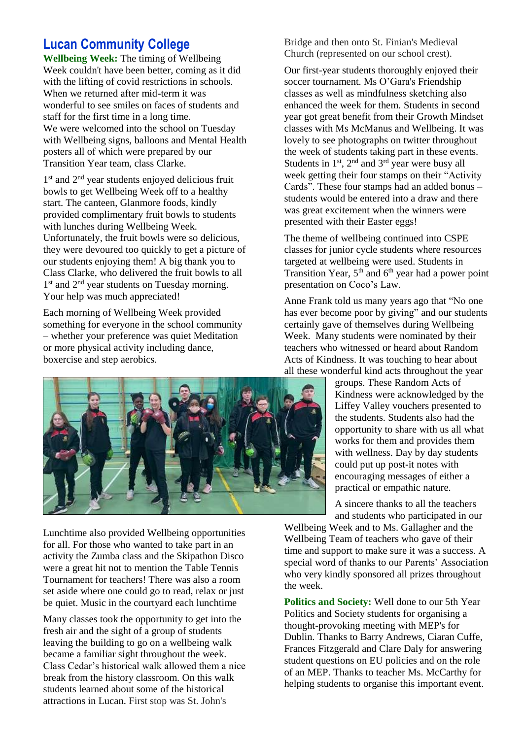## Lucan Community College

**Wellbeing Week:** The timing of Wellbeing Week couldn't have been better, coming as it did with the lifting of covid restrictions in schools. When we returned after mid-term it was wonderful to see smiles on faces of students and staff for the first time in a long time.
We were welcomed into the school on Tuesday with Wellbeing signs, balloons and Mental Health posters all of which were prepared by our Transition Year team, class Clarke.

1st and 2nd year students enjoyed delicious fruit bowls to get Wellbeing Week off to a healthy start. The canteen, Glanmore foods, kindly provided complimentary fruit bowls to students with lunches during Wellbeing Week. Unfortunately, the fruit bowls were so delicious, they were devoured too quickly to get a picture of our students enjoying them! A big thank you to Class Clarke, who delivered the fruit bowls to all 1st and 2nd year students on Tuesday morning. Your help was much appreciated!

Each morning of Wellbeing Week provided something for everyone in the school community – whether your preference was quiet Meditation or more physical activity including dance, boxercise and step aerobics.

Lunchtime also provided Wellbeing opportunities for all. For those who wanted to take part in an activity the Zumba class and the Skipathon Disco were a great hit not to mention the Table Tennis Tournament for teachers! There was also a room set aside where one could go to read, relax or just be quiet. Music in the courtyard each lunchtime

Many classes took the opportunity to get into the fresh air and the sight of a group of students leaving the building to go on a wellbeing walk became a familiar sight throughout the week. Class Cedar's historical walk allowed them a nice break from the history classroom. On this walk students learned about some of the historical attractions in Lucan. First stop was St. John's Bridge and then onto St. Finian's Medieval Church (represented on our school crest).

Our first-year students thoroughly enjoyed their soccer tournament. Ms O'Gara's Friendship classes as well as mindfulness sketching also enhanced the week for them. Students in second year got great benefit from their Growth Mindset classes with Ms McManus and Wellbeing. It was lovely to see photographs on twitter throughout the week of students taking part in these events. Students in 1st, 2nd and 3rd year were busy all week getting their four stamps on their "Activity Cards". These four stamps had an added bonus – students would be entered into a draw and there was great excitement when the winners were presented with their Easter eggs!

The theme of wellbeing continued into CSPE classes for junior cycle students where resources targeted at wellbeing were used. Students in Transition Year, 5th and 6th year had a power point presentation on Coco's Law.

Anne Frank told us many years ago that "No one has ever become poor by giving" and our students certainly gave of themselves during Wellbeing Week. Many students were nominated by their teachers who witnessed or heard about Random Acts of Kindness. It was touching to hear about all these wonderful kind acts throughout the year groups. These Random Acts of Kindness were acknowledged by the Liffey Valley vouchers presented to the students. Students also had the opportunity to share with us all what works for them and provides them with wellness. Day by day students could put up post-it notes with encouraging messages of either a practical or empathic nature.

A sincere thanks to all the teachers and students who participated in our Wellbeing Week and to Ms. Gallagher and the Wellbeing Team of teachers who gave of their time and support to make sure it was a success. A special word of thanks to our Parents' Association who very kindly sponsored all prizes throughout the week.

**Politics and Society:** Well done to our 5th Year Politics and Society students for organising a thought-provoking meeting with MEP's for Dublin. Thanks to Barry Andrews, Ciaran Cuffe, Frances Fitzgerald and Clare Daly for answering student questions on EU policies and on the role of an MEP. Thanks to teacher Ms. McCarthy for helping students to organise this important event.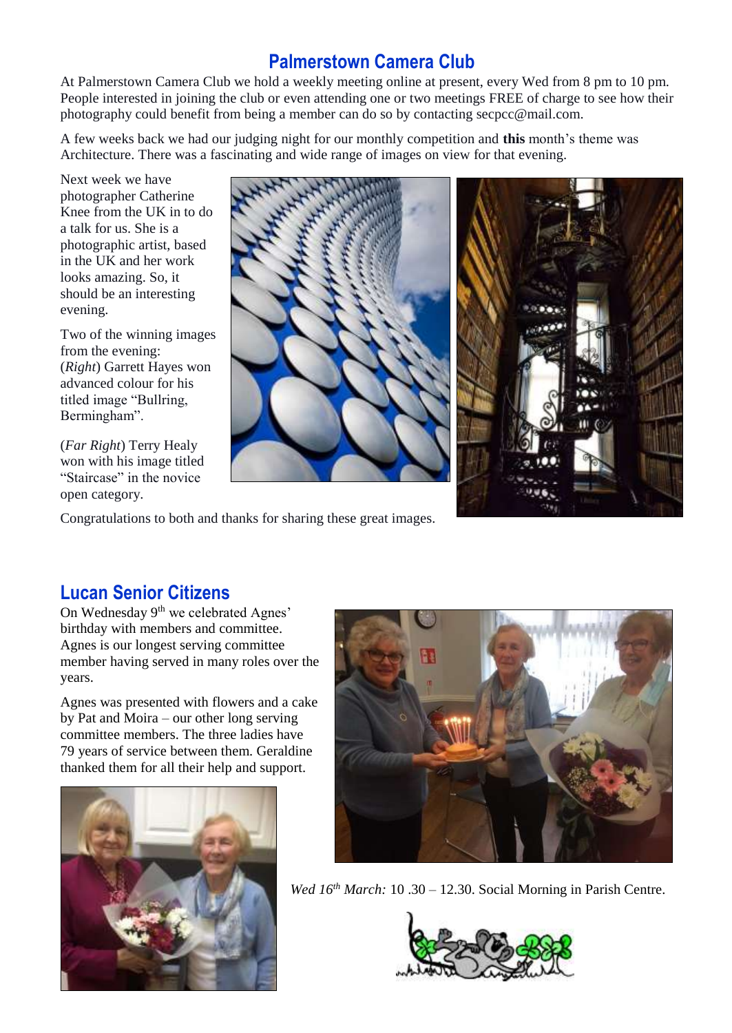## Palmerstown Camera Club

At Palmerstown Camera Club we hold a weekly meeting online at present, every Wed from 8 pm to 10 pm. People interested in joining the club or even attending one or two meetings FREE of charge to see how their photography could benefit from being a member can do so by contacting secpcc@mail.com.

A few weeks back we had our judging night for our monthly competition and **this** month's theme was Architecture. There was a fascinating and wide range of images on view for that evening.

Next week we have photographer Catherine Knee from the UK in to do a talk for us. She is a photographic artist, based in the UK and her work looks amazing. So, it should be an interesting evening.

Two of the winning images from the evening: (*Right*) Garrett Hayes won advanced colour for his titled image "Bullring, Bermingham".

(*Far Right*) Terry Healy won with his image titled "Staircase" in the novice open category.

Congratulations to both and thanks for sharing these great images.

## Lucan Senior Citizens

On Wednesday 9th we celebrated Agnes' birthday with members and committee. Agnes is our longest serving committee member having served in many roles over the years.

Agnes was presented with flowers and a cake by Pat and Moira – our other long serving committee members. The three ladies have 79 years of service between them. Geraldine thanked them for all their help and support.

*Wed 16th March:* 10 .30 – 12.30. Social Morning in Parish Centre.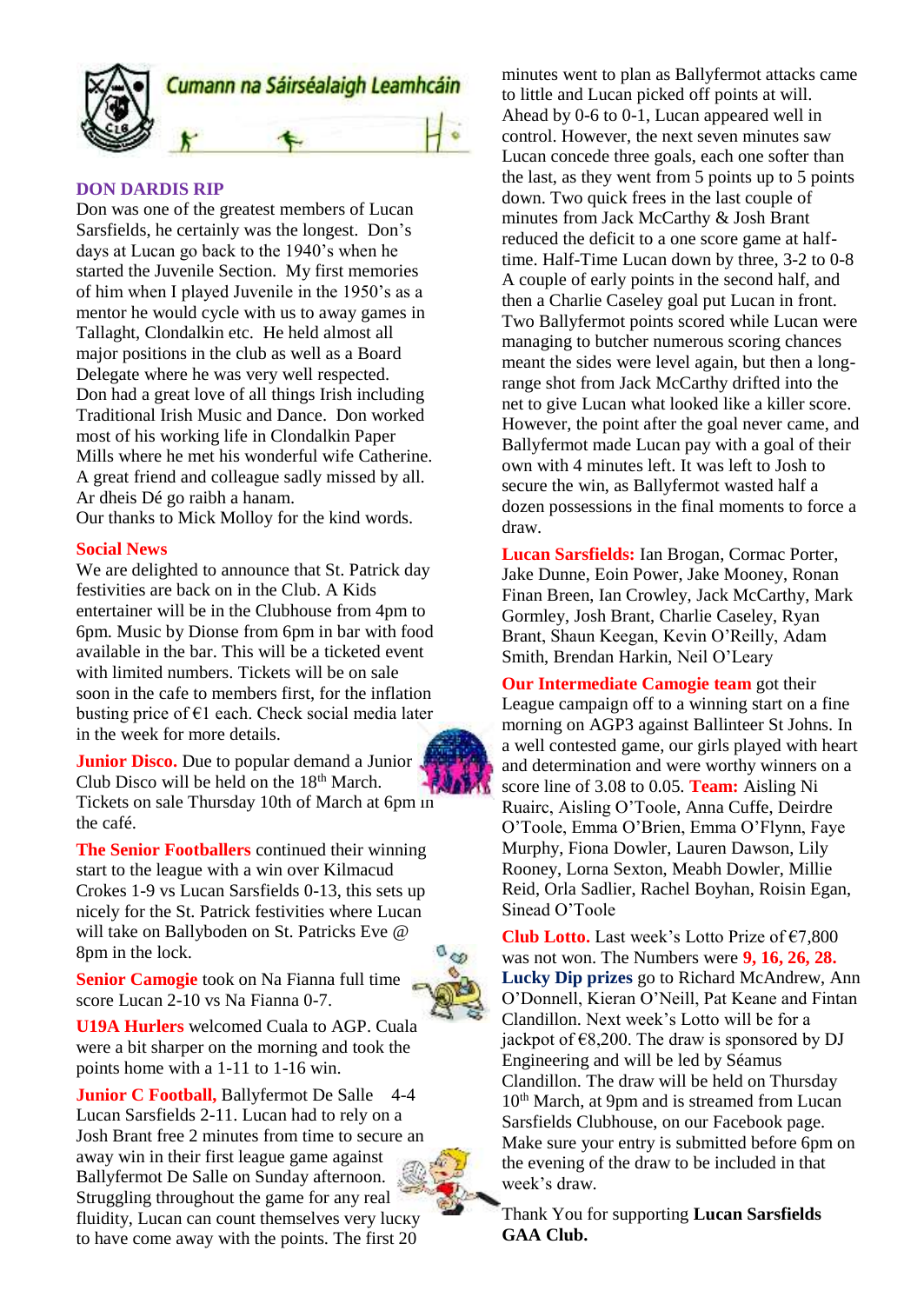Cumann na Sáirséalaigh Leamhcáin

## DON DARDIS RIP

Don was one of the greatest members of Lucan Sarsfields, he certainly was the longest. Don's days at Lucan go back to the 1940's when he started the Juvenile Section. My first memories of him when I played Juvenile in the 1950's as a mentor he would cycle with us to away games in Tallaght, Clondalkin etc. He held almost all major positions in the club as well as a Board Delegate where he was very well respected. Don had a great love of all things Irish including Traditional Irish Music and Dance. Don worked most of his working life in Clondalkin Paper Mills where he met his wonderful wife Catherine. A great friend and colleague sadly missed by all. Ar dheis Dé go raibh a hanam.
Our thanks to Mick Molloy for the kind words.

## Social News

We are delighted to announce that St. Patrick day festivities are back on in the Club. A Kids entertainer will be in the Clubhouse from 4pm to 6pm. Music by Dionse from 6pm in bar with food available in the bar. This will be a ticketed event with limited numbers. Tickets will be on sale soon in the cafe to members first, for the inflation busting price of €1 each. Check social media later in the week for more details.

**Junior Disco.** Due to popular demand a Junior Club Disco will be held on the 18th March. Tickets on sale Thursday 10th of March at 6pm in the café.

**The Senior Footballers** continued their winning start to the league with a win over Kilmacud Crokes 1-9 vs Lucan Sarsfields 0-13, this sets up nicely for the St. Patrick festivities where Lucan will take on Ballyboden on St. Patricks Eve @ 8pm in the lock.

**Senior Camogie** took on Na Fianna full time score Lucan 2-10 vs Na Fianna 0-7.

**U19A Hurlers** welcomed Cuala to AGP. Cuala were a bit sharper on the morning and took the points home with a 1-11 to 1-16 win.

**Junior C Football,** Ballyfermot De Salle 4-4 Lucan Sarsfields 2-11. Lucan had to rely on a Josh Brant free 2 minutes from time to secure an away win in their first league game against Ballyfermot De Salle on Sunday afternoon. Struggling throughout the game for any real fluidity, Lucan can count themselves very lucky to have come away with the points. The first 20 minutes went to plan as Ballyfermot attacks came to little and Lucan picked off points at will. Ahead by 0-6 to 0-1, Lucan appeared well in control. However, the next seven minutes saw Lucan concede three goals, each one softer than the last, as they went from 5 points up to 5 points down. Two quick frees in the last couple of minutes from Jack McCarthy & Josh Brant reduced the deficit to a one score game at half-time. Half-Time Lucan down by three, 3-2 to 0-8 A couple of early points in the second half, and then a Charlie Caseley goal put Lucan in front. Two Ballyfermot points scored while Lucan were managing to butcher numerous scoring chances meant the sides were level again, but then a long-range shot from Jack McCarthy drifted into the net to give Lucan what looked like a killer score. However, the point after the goal never came, and Ballyfermot made Lucan pay with a goal of their own with 4 minutes left. It was left to Josh to secure the win, as Ballyfermot wasted half a dozen possessions in the final moments to force a draw.

**Lucan Sarsfields:** Ian Brogan, Cormac Porter, Jake Dunne, Eoin Power, Jake Mooney, Ronan Finan Breen, Ian Crowley, Jack McCarthy, Mark Gormley, Josh Brant, Charlie Caseley, Ryan Brant, Shaun Keegan, Kevin O'Reilly, Adam Smith, Brendan Harkin, Neil O'Leary

**Our Intermediate Camogie team** got their League campaign off to a winning start on a fine morning on AGP3 against Ballinteer St Johns. In a well contested game, our girls played with heart and determination and were worthy winners on a score line of 3.08 to 0.05. **Team:** Aisling Ni Ruairc, Aisling O'Toole, Anna Cuffe, Deirdre O'Toole, Emma O'Brien, Emma O'Flynn, Faye Murphy, Fiona Dowler, Lauren Dawson, Lily Rooney, Lorna Sexton, Meabh Dowler, Millie Reid, Orla Sadlier, Rachel Boyhan, Roisin Egan, Sinead O'Toole

**Club Lotto.** Last week's Lotto Prize of €7,800 was not won. The Numbers were **9, 16, 26, 28.** **Lucky Dip prizes** go to Richard McAndrew, Ann O'Donnell, Kieran O'Neill, Pat Keane and Fintan Clandillon. Next week's Lotto will be for a jackpot of €8,200. The draw is sponsored by DJ Engineering and will be led by Séamus Clandillon. The draw will be held on Thursday 10th March, at 9pm and is streamed from Lucan Sarsfields Clubhouse, on our Facebook page. Make sure your entry is submitted before 6pm on the evening of the draw to be included in that week's draw.

Thank You for supporting **Lucan Sarsfields GAA Club.**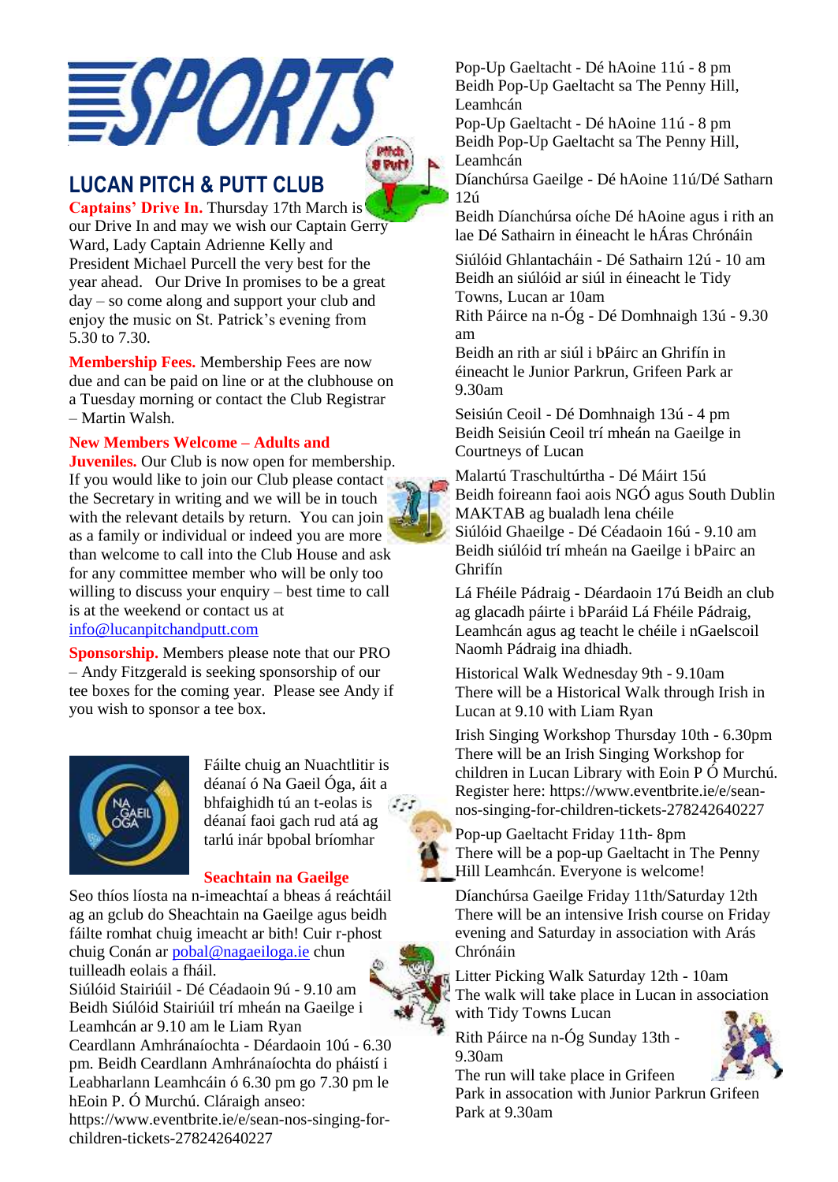# SPORTS

## LUCAN PITCH & PUTT CLUB

**Captains' Drive In.** Thursday 17th March is our Drive In and may we wish our Captain Gerry Ward, Lady Captain Adrienne Kelly and President Michael Purcell the very best for the year ahead. Our Drive In promises to be a great day – so come along and support your club and enjoy the music on St. Patrick's evening from 5.30 to 7.30.

**Membership Fees.** Membership Fees are now due and can be paid on line or at the clubhouse on a Tuesday morning or contact the Club Registrar – Martin Walsh.

**New Members Welcome – Adults and Juveniles.** Our Club is now open for membership. If you would like to join our Club please contact the Secretary in writing and we will be in touch with the relevant details by return. You can join as a family or individual or indeed you are more than welcome to call into the Club House and ask for any committee member who will be only too willing to discuss your enquiry – best time to call is at the weekend or contact us at info@lucanpitchandputt.com

**Sponsorship.** Members please note that our PRO – Andy Fitzgerald is seeking sponsorship of our tee boxes for the coming year. Please see Andy if you wish to sponsor a tee box.

Fáilte chuig an Nuachtlitir is déanaí ó Na Gaeil Óga, áit a bhfaighidh tú an t-eolas is déanaí faoi gach rud atá ag tarlú inár bpobal bríomhar

**Seachtain na Gaeilge**

Seo thíos líosta na n-imeachtaí a bheas á reáchtáil ag an gclub do Sheachtain na Gaeilge agus beidh fáilte romhat chuig imeacht ar bith! Cuir r-phost chuig Conán ar pobal@nagaeiloga.ie chun tuilleadh eolais a fháil.

Siúlóid Stairiúil - Dé Céadaoin 9ú - 9.10 am
Beidh Siúlóid Stairiúil trí mheán na Gaeilge i Leamhcán ar 9.10 am le Liam Ryan

Ceardlann Amhránaíochta - Déardaoin 10ú - 6.30 pm. Beidh Ceardlann Amhránaíochta do pháistí i Leabharlann Leamhcáin ó 6.30 pm go 7.30 pm le hEoin P. Ó Murchú. Cláraigh anseo: https://www.eventbrite.ie/e/sean-nos-singing-for-children-tickets-278242640227

Pop-Up Gaeltacht - Dé hAoine 11ú - 8 pm
Beidh Pop-Up Gaeltacht sa The Penny Hill, Leamhcán

Pop-Up Gaeltacht - Dé hAoine 11ú - 8 pm
Beidh Pop-Up Gaeltacht sa The Penny Hill, Leamhcán

Díanchúrsa Gaeilge - Dé hAoine 11ú/Dé Satharn 12ú
Beidh Díanchúrsa oíche Dé hAoine agus i rith an lae Dé Sathairn in éineacht le hÁras Chrónáin

Siúlóid Ghlantacháin - Dé Sathairn 12ú - 10 am
Beidh an siúlóid ar siúl in éineacht le Tidy Towns, Lucan ar 10am

Rith Páirce na n-Óg - Dé Domhnaigh 13ú - 9.30 am
Beidh an rith ar siúl i bPáirc an Ghrifín in éineacht le Junior Parkrun, Grifeen Park ar 9.30am

Seisiún Ceoil - Dé Domhnaigh 13ú - 4 pm
Beidh Seisiún Ceoil trí mheán na Gaeilge in Courtneys of Lucan

Malartú Traschultúrtha - Dé Máirt 15ú
Beidh foireann faoi aois NGÓ agus South Dublin MAKTAB ag bualadh lena chéile

Siúlóid Ghaeilge - Dé Céadaoin 16ú - 9.10 am
Beidh siúlóid trí mheán na Gaeilge i bPairc an Ghrifín

Lá Fhéile Pádraig - Déardaoin 17ú Beidh an club ag glacadh páirte i bParáid Lá Fhéile Pádraig, Leamhcán agus ag teacht le chéile i nGaelscoil Naomh Pádraig ina dhiadh.

Historical Walk Wednesday 9th - 9.10am
There will be a Historical Walk through Irish in Lucan at 9.10 with Liam Ryan

Irish Singing Workshop Thursday 10th - 6.30pm
There will be an Irish Singing Workshop for children in Lucan Library with Eoin P Ó Murchú. Register here: https://www.eventbrite.ie/e/sean-nos-singing-for-children-tickets-278242640227

Pop-up Gaeltacht Friday 11th- 8pm
There will be a pop-up Gaeltacht in The Penny Hill Leamhcán. Everyone is welcome!

Díanchúrsa Gaeilge Friday 11th/Saturday 12th
There will be an intensive Irish course on Friday evening and Saturday in association with Arás Chrónáin

Litter Picking Walk Saturday 12th - 10am
The walk will take place in Lucan in association with Tidy Towns Lucan

Rith Páirce na n-Óg Sunday 13th - 9.30am
The run will take place in Grifeen Park in assocation with Junior Parkrun Grifeen Park at 9.30am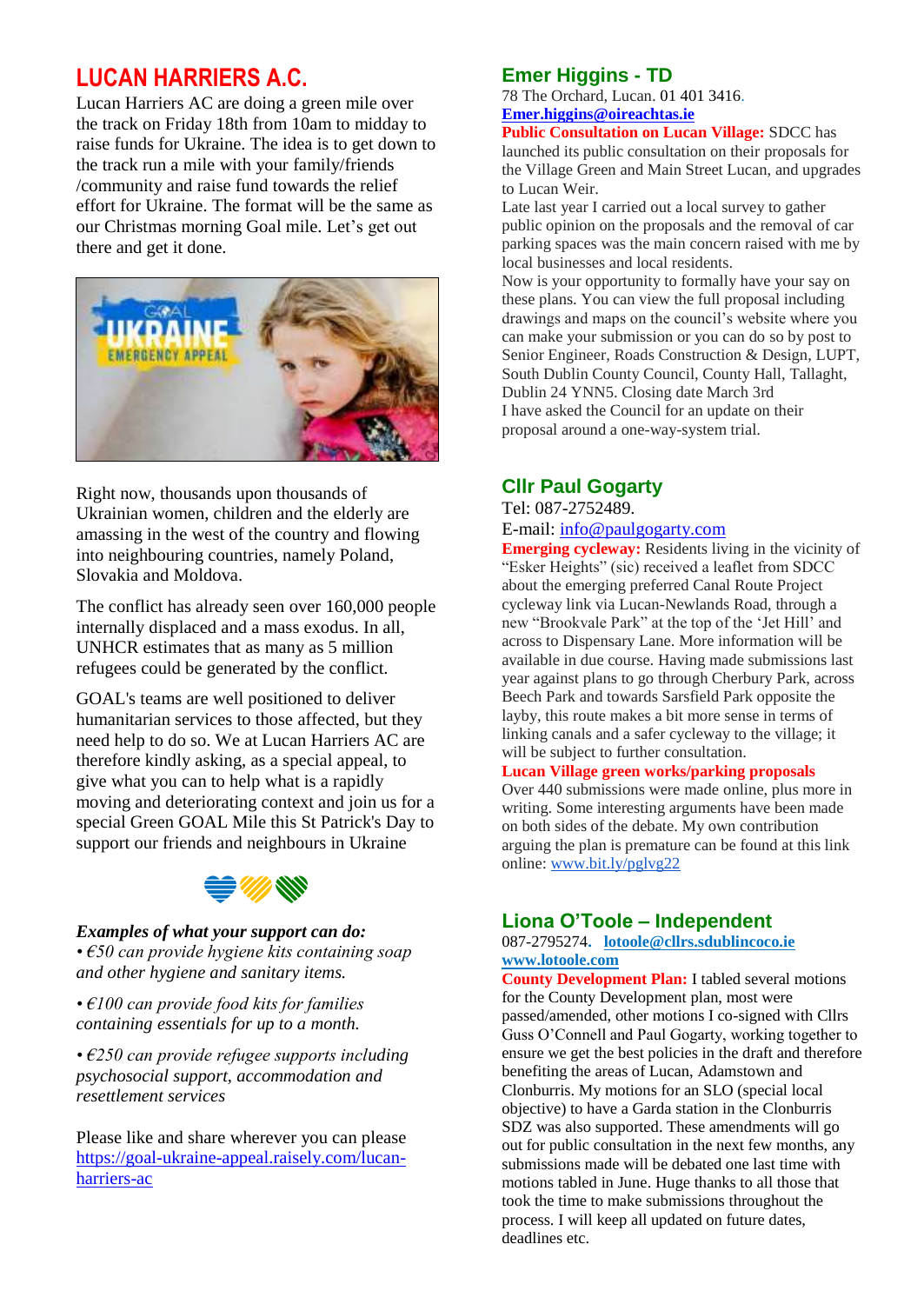## LUCAN HARRIERS A.C.

Lucan Harriers AC are doing a green mile over the track on Friday 18th from 10am to midday to raise funds for Ukraine. The idea is to get down to the track run a mile with your family/friends /community and raise fund towards the relief effort for Ukraine. The format will be the same as our Christmas morning Goal mile. Let's get out there and get it done.

Right now, thousands upon thousands of Ukrainian women, children and the elderly are amassing in the west of the country and flowing into neighbouring countries, namely Poland, Slovakia and Moldova.

The conflict has already seen over 160,000 people internally displaced and a mass exodus. In all, UNHCR estimates that as many as 5 million refugees could be generated by the conflict.

GOAL's teams are well positioned to deliver humanitarian services to those affected, but they need help to do so. We at Lucan Harriers AC are therefore kindly asking, as a special appeal, to give what you can to help what is a rapidly moving and deteriorating context and join us for a special Green GOAL Mile this St Patrick's Day to support our friends and neighbours in Ukraine

***Examples of what your support can do:***

*• €50 can provide hygiene kits containing soap and other hygiene and sanitary items.*

*• €100 can provide food kits for families containing essentials for up to a month.*

*• €250 can provide refugee supports including psychosocial support, accommodation and resettlement services*

Please like and share wherever you can please https://goal-ukraine-appeal.raisely.com/lucan-harriers-ac

## Emer Higgins - TD

78 The Orchard, Lucan. 01 401 3416.
**Emer.higgins@oireachtas.ie**

**Public Consultation on Lucan Village:** SDCC has launched its public consultation on their proposals for the Village Green and Main Street Lucan, and upgrades to Lucan Weir.

Late last year I carried out a local survey to gather public opinion on the proposals and the removal of car parking spaces was the main concern raised with me by local businesses and local residents.

Now is your opportunity to formally have your say on these plans. You can view the full proposal including drawings and maps on the council's website where you can make your submission or you can do so by post to Senior Engineer, Roads Construction & Design, LUPT, South Dublin County Council, County Hall, Tallaght, Dublin 24 YNN5. Closing date March 3rd

I have asked the Council for an update on their proposal around a one-way-system trial.

## Cllr Paul Gogarty

Tel: 087-2752489.
E-mail: info@paulgogarty.com

**Emerging cycleway:** Residents living in the vicinity of "Esker Heights" (sic) received a leaflet from SDCC about the emerging preferred Canal Route Project cycleway link via Lucan-Newlands Road, through a new "Brookvale Park" at the top of the 'Jet Hill' and across to Dispensary Lane. More information will be available in due course. Having made submissions last year against plans to go through Cherbury Park, across Beech Park and towards Sarsfield Park opposite the layby, this route makes a bit more sense in terms of linking canals and a safer cycleway to the village; it will be subject to further consultation.

**Lucan Village green works/parking proposals**

Over 440 submissions were made online, plus more in writing. Some interesting arguments have been made on both sides of the debate. My own contribution arguing the plan is premature can be found at this link online: www.bit.ly/pglvg22

## Liona O'Toole – Independent

087-2795274. **lotoole@cllrs.sdublincoco.ie**
**www.lotoole.com**

**County Development Plan:** I tabled several motions for the County Development plan, most were passed/amended, other motions I co-signed with Cllrs Guss O'Connell and Paul Gogarty, working together to ensure we get the best policies in the draft and therefore benefiting the areas of Lucan, Adamstown and Clonburris. My motions for an SLO (special local objective) to have a Garda station in the Clonburris SDZ was also supported. These amendments will go out for public consultation in the next few months, any submissions made will be debated one last time with motions tabled in June. Huge thanks to all those that took the time to make submissions throughout the process. I will keep all updated on future dates, deadlines etc.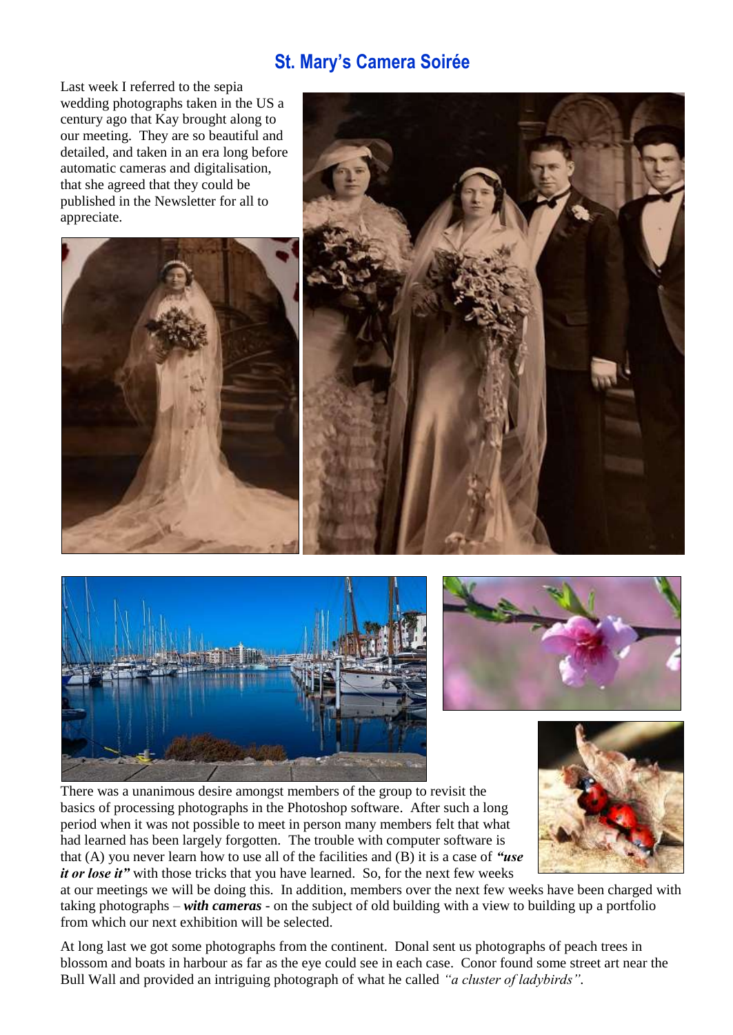## St. Mary's Camera Soirée

Last week I referred to the sepia wedding photographs taken in the US a century ago that Kay brought along to our meeting. They are so beautiful and detailed, and taken in an era long before automatic cameras and digitalisation, that she agreed that they could be published in the Newsletter for all to appreciate.

There was a unanimous desire amongst members of the group to revisit the basics of processing photographs in the Photoshop software. After such a long period when it was not possible to meet in person many members felt that what had learned has been largely forgotten. The trouble with computer software is that (A) you never learn how to use all of the facilities and (B) it is a case of ***"use it or lose it"*** with those tricks that you have learned. So, for the next few weeks at our meetings we will be doing this. In addition, members over the next few weeks have been charged with taking photographs – ***with cameras*** - on the subject of old building with a view to building up a portfolio from which our next exhibition will be selected.

At long last we got some photographs from the continent. Donal sent us photographs of peach trees in blossom and boats in harbour as far as the eye could see in each case. Conor found some street art near the Bull Wall and provided an intriguing photograph of what he called *"a cluster of ladybirds"*.